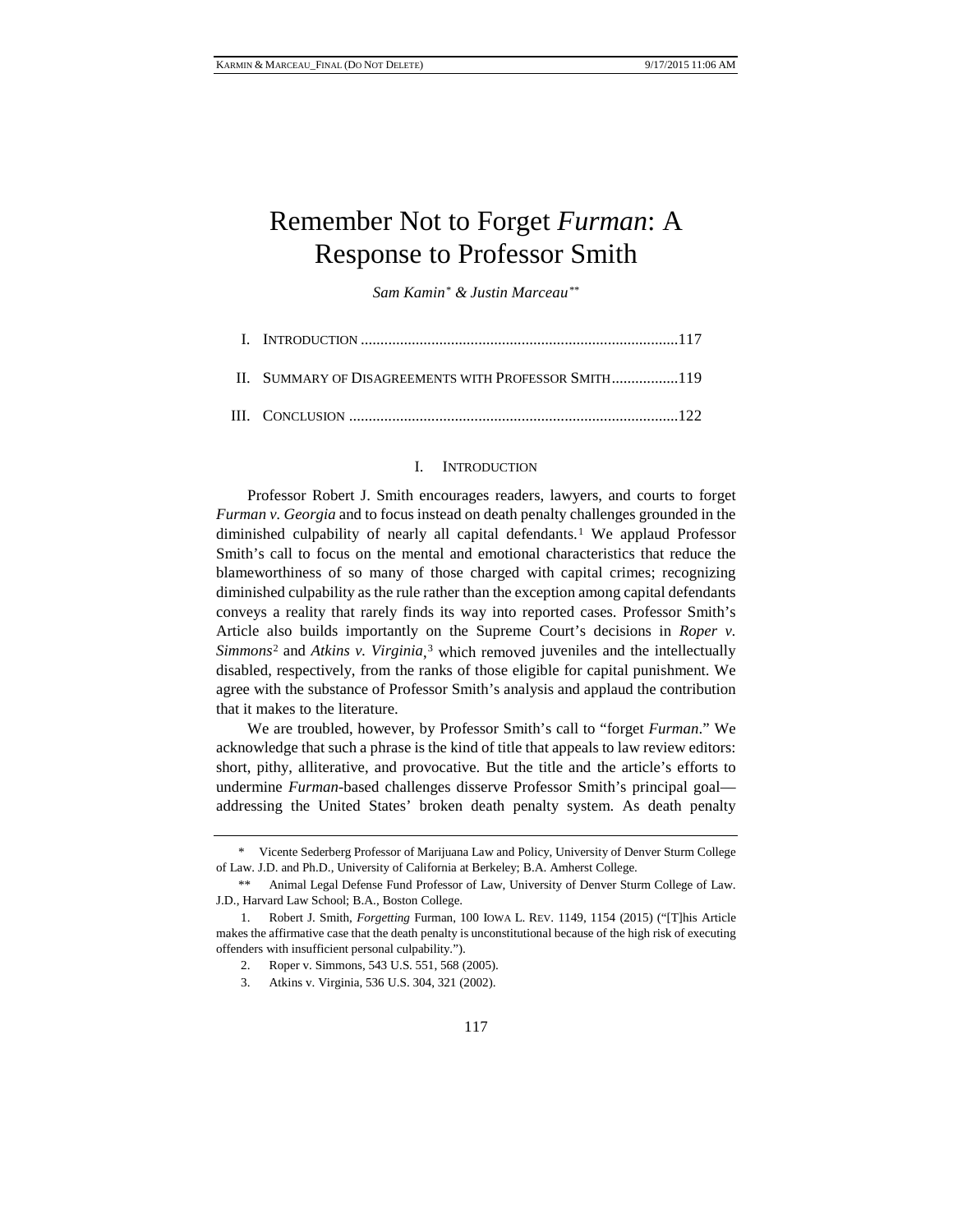# Remember Not to Forget *Furman*: A Response to Professor Smith

*Sam Kamin[\*] & Justin Marceau[\*\*]*

I. INTRODUCTION ....................................................................................117

II. SUMMARY OF DISAGREEMENTS WITH PROFESSOR SMITH .................119

III. CONCLUSION ....................................................................................122

## I. INTRODUCTION

Professor Robert J. Smith encourages readers, lawyers, and courts to forget *Furman v. Georgia* and to focus instead on death penalty challenges grounded in the diminished culpability of nearly all capital defendants.[1] We applaud Professor Smith's call to focus on the mental and emotional characteristics that reduce the blameworthiness of so many of those charged with capital crimes; recognizing diminished culpability as the rule rather than the exception among capital defendants conveys a reality that rarely finds its way into reported cases. Professor Smith's Article also builds importantly on the Supreme Court's decisions in *Roper v. Simmons*[2] and *Atkins v. Virginia*,[3] which removed juveniles and the intellectually disabled, respectively, from the ranks of those eligible for capital punishment. We agree with the substance of Professor Smith's analysis and applaud the contribution that it makes to the literature.

We are troubled, however, by Professor Smith's call to "forget *Furman*." We acknowledge that such a phrase is the kind of title that appeals to law review editors: short, pithy, alliterative, and provocative. But the title and the article's efforts to undermine *Furman*-based challenges disserve Professor Smith's principal goal—addressing the United States' broken death penalty system. As death penalty

---

\* Vicente Sederberg Professor of Marijuana Law and Policy, University of Denver Sturm College of Law. J.D. and Ph.D., University of California at Berkeley; B.A. Amherst College.

\*\* Animal Legal Defense Fund Professor of Law, University of Denver Sturm College of Law. J.D., Harvard Law School; B.A., Boston College.

1. Robert J. Smith, *Forgetting* Furman, 100 IOWA L. REV. 1149, 1154 (2015) ("[T]his Article makes the affirmative case that the death penalty is unconstitutional because of the high risk of executing offenders with insufficient personal culpability.").

2. Roper v. Simmons, 543 U.S. 551, 568 (2005).

3. Atkins v. Virginia, 536 U.S. 304, 321 (2002).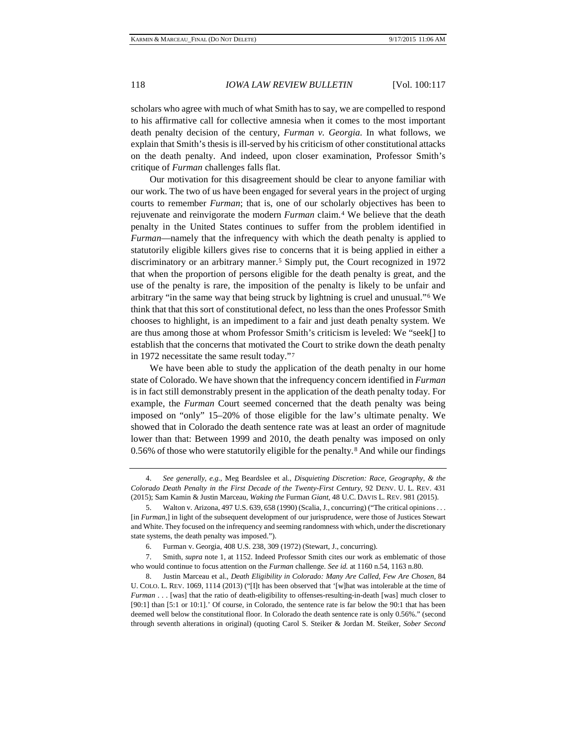scholars who agree with much of what Smith has to say, we are compelled to respond to his affirmative call for collective amnesia when it comes to the most important death penalty decision of the century, *Furman v. Georgia*. In what follows, we explain that Smith's thesis is ill-served by his criticism of other constitutional attacks on the death penalty. And indeed, upon closer examination, Professor Smith's critique of *Furman* challenges falls flat.

Our motivation for this disagreement should be clear to anyone familiar with our work. The two of us have been engaged for several years in the project of urging courts to remember *Furman*; that is, one of our scholarly objectives has been to rejuvenate and reinvigorate the modern *Furman* claim.[4] We believe that the death penalty in the United States continues to suffer from the problem identified in *Furman*—namely that the infrequency with which the death penalty is applied to statutorily eligible killers gives rise to concerns that it is being applied in either a discriminatory or an arbitrary manner.[5] Simply put, the Court recognized in 1972 that when the proportion of persons eligible for the death penalty is great, and the use of the penalty is rare, the imposition of the penalty is likely to be unfair and arbitrary "in the same way that being struck by lightning is cruel and unusual."[6] We think that that this sort of constitutional defect, no less than the ones Professor Smith chooses to highlight, is an impediment to a fair and just death penalty system. We are thus among those at whom Professor Smith's criticism is leveled: We "seek[] to establish that the concerns that motivated the Court to strike down the death penalty in 1972 necessitate the same result today."[7]

We have been able to study the application of the death penalty in our home state of Colorado. We have shown that the infrequency concern identified in *Furman* is in fact still demonstrably present in the application of the death penalty today. For example, the *Furman* Court seemed concerned that the death penalty was being imposed on "only" 15–20% of those eligible for the law's ultimate penalty. We showed that in Colorado the death sentence rate was at least an order of magnitude lower than that: Between 1999 and 2010, the death penalty was imposed on only 0.56% of those who were statutorily eligible for the penalty.[8] And while our findings

---

4. *See generally, e.g.*, Meg Beardslee et al., *Disquieting Discretion: Race, Geography, & the Colorado Death Penalty in the First Decade of the Twenty-First Century*, 92 DENV. U. L. REV. 431 (2015); Sam Kamin & Justin Marceau, *Waking the* Furman *Giant*, 48 U.C. DAVIS L. REV. 981 (2015).

5. Walton v. Arizona, 497 U.S. 639, 658 (1990) (Scalia, J., concurring) ("The critical opinions . . . [in *Furman*,] in light of the subsequent development of our jurisprudence, were those of Justices Stewart and White. They focused on the infrequency and seeming randomness with which, under the discretionary state systems, the death penalty was imposed.").

6. Furman v. Georgia, 408 U.S. 238, 309 (1972) (Stewart, J., concurring).

7. Smith, *supra* note 1, at 1152. Indeed Professor Smith cites our work as emblematic of those who would continue to focus attention on the *Furman* challenge. *See id.* at 1160 n.54, 1163 n.80.

8. Justin Marceau et al., *Death Eligibility in Colorado: Many Are Called, Few Are Chosen*, 84 U. COLO. L. REV. 1069, 1114 (2013) ("[I]t has been observed that '[w]hat was intolerable at the time of *Furman* . . . [was] that the ratio of death-eligibility to offenses-resulting-in-death [was] much closer to [90:1] than [5:1 or 10:1].' Of course, in Colorado, the sentence rate is far below the 90:1 that has been deemed well below the constitutional floor. In Colorado the death sentence rate is only 0.56%." (second through seventh alterations in original) (quoting Carol S. Steiker & Jordan M. Steiker, *Sober Second*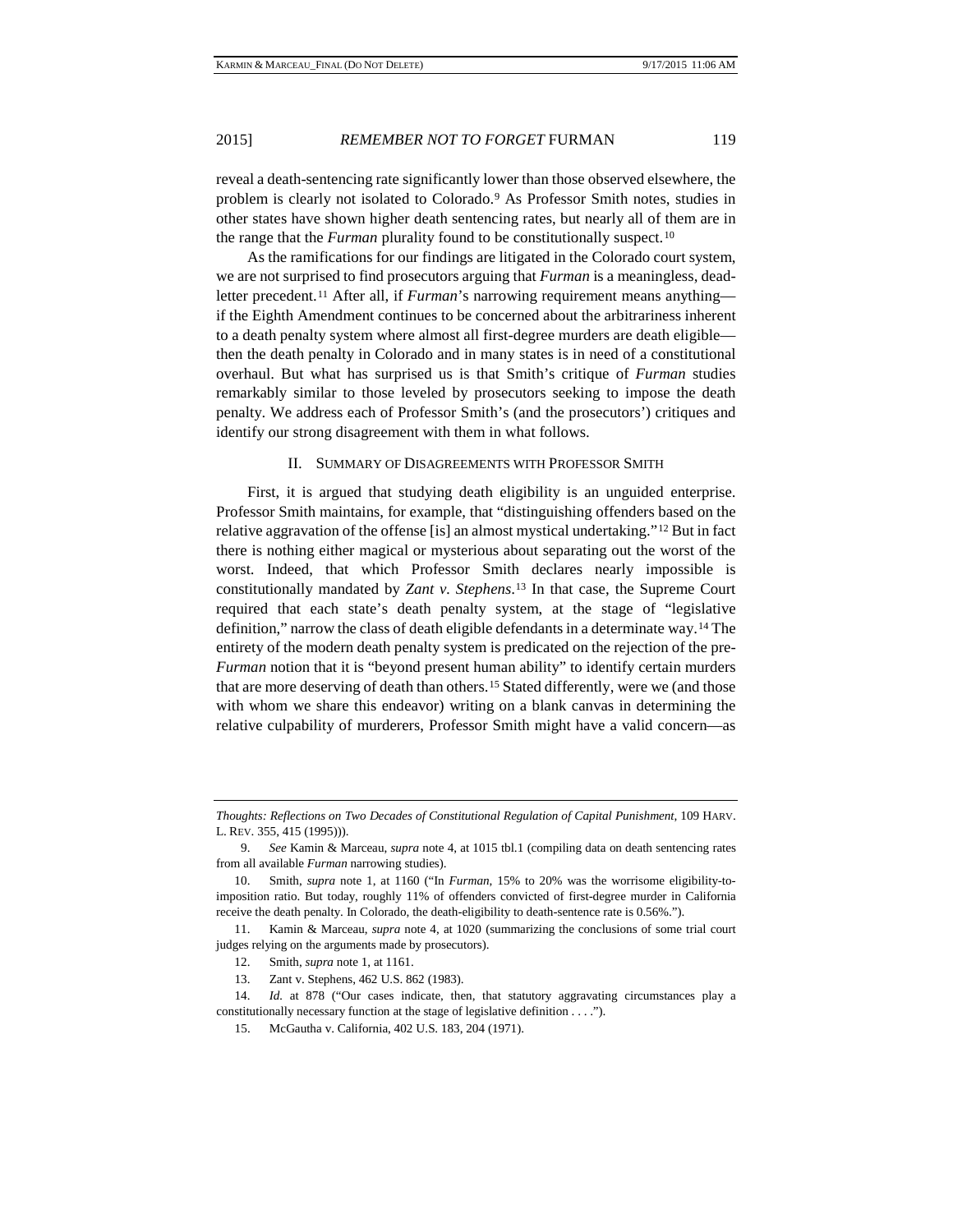reveal a death-sentencing rate significantly lower than those observed elsewhere, the problem is clearly not isolated to Colorado.[9] As Professor Smith notes, studies in other states have shown higher death sentencing rates, but nearly all of them are in the range that the *Furman* plurality found to be constitutionally suspect.[10]

As the ramifications for our findings are litigated in the Colorado court system, we are not surprised to find prosecutors arguing that *Furman* is a meaningless, dead-letter precedent.[11] After all, if *Furman*'s narrowing requirement means anything—if the Eighth Amendment continues to be concerned about the arbitrariness inherent to a death penalty system where almost all first-degree murders are death eligible—then the death penalty in Colorado and in many states is in need of a constitutional overhaul. But what has surprised us is that Smith's critique of *Furman* studies remarkably similar to those leveled by prosecutors seeking to impose the death penalty. We address each of Professor Smith's (and the prosecutors') critiques and identify our strong disagreement with them in what follows.

## II. Summary of Disagreements with Professor Smith

First, it is argued that studying death eligibility is an unguided enterprise. Professor Smith maintains, for example, that "distinguishing offenders based on the relative aggravation of the offense [is] an almost mystical undertaking."[12] But in fact there is nothing either magical or mysterious about separating out the worst of the worst. Indeed, that which Professor Smith declares nearly impossible is constitutionally mandated by *Zant v. Stephens*.[13] In that case, the Supreme Court required that each state's death penalty system, at the stage of "legislative definition," narrow the class of death eligible defendants in a determinate way.[14] The entirety of the modern death penalty system is predicated on the rejection of the pre-*Furman* notion that it is "beyond present human ability" to identify certain murders that are more deserving of death than others.[15] Stated differently, were we (and those with whom we share this endeavor) writing on a blank canvas in determining the relative culpability of murderers, Professor Smith might have a valid concern—as

---

*Thoughts: Reflections on Two Decades of Constitutional Regulation of Capital Punishment*, 109 Harv. L. Rev. 355, 415 (1995))).

9. *See* Kamin & Marceau, *supra* note 4, at 1015 tbl.1 (compiling data on death sentencing rates from all available *Furman* narrowing studies).

10. Smith, *supra* note 1, at 1160 ("In *Furman*, 15% to 20% was the worrisome eligibility-to-imposition ratio. But today, roughly 11% of offenders convicted of first-degree murder in California receive the death penalty. In Colorado, the death-eligibility to death-sentence rate is 0.56%.").

11. Kamin & Marceau, *supra* note 4, at 1020 (summarizing the conclusions of some trial court judges relying on the arguments made by prosecutors).

12. Smith, *supra* note 1, at 1161.

13. Zant v. Stephens, 462 U.S. 862 (1983).

14. *Id.* at 878 ("Our cases indicate, then, that statutory aggravating circumstances play a constitutionally necessary function at the stage of legislative definition . . . .").

15. McGautha v. California, 402 U.S. 183, 204 (1971).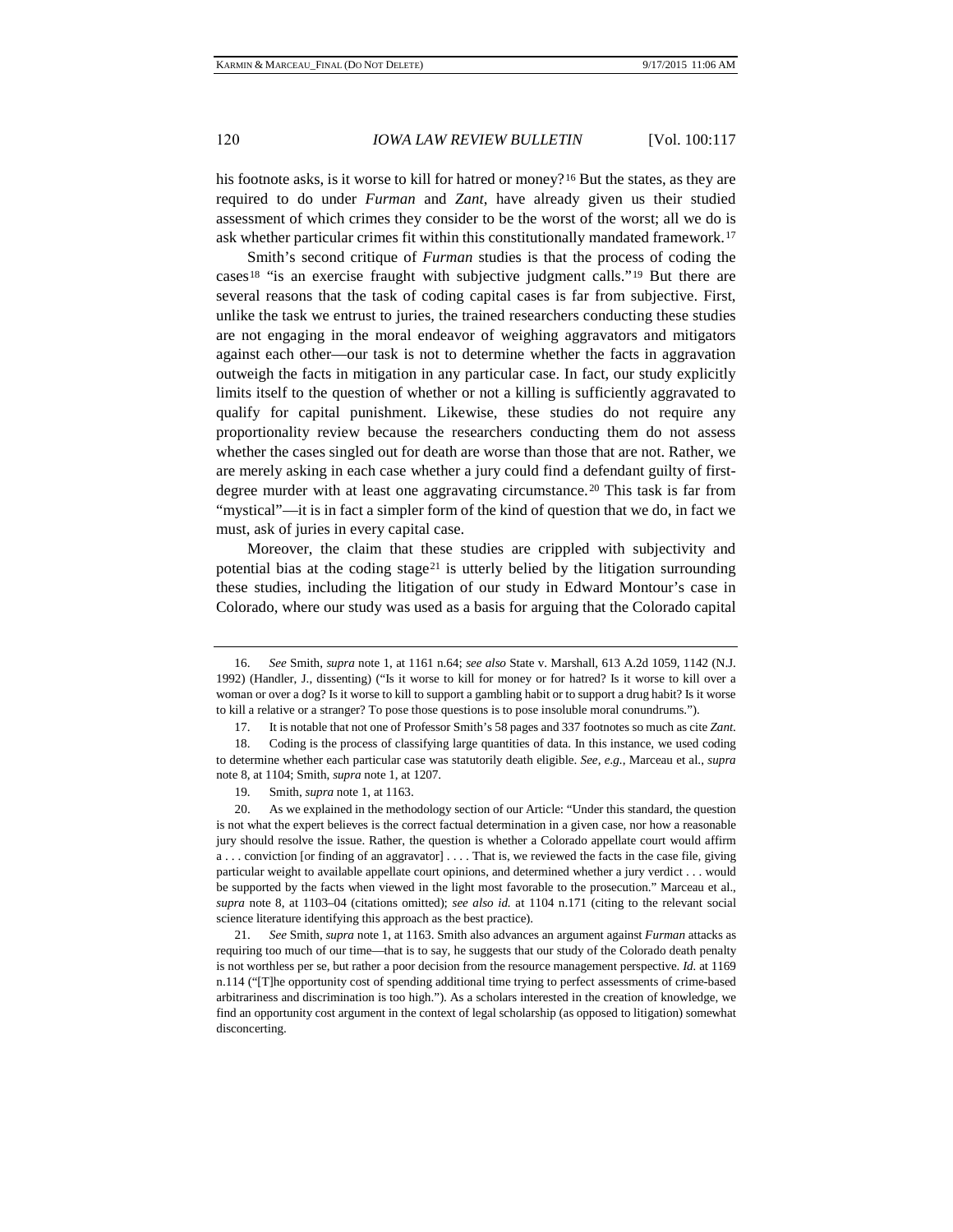his footnote asks, is it worse to kill for hatred or money?[16] But the states, as they are required to do under *Furman* and *Zant*, have already given us their studied assessment of which crimes they consider to be the worst of the worst; all we do is ask whether particular crimes fit within this constitutionally mandated framework.[17]

Smith's second critique of *Furman* studies is that the process of coding the cases[18] "is an exercise fraught with subjective judgment calls."[19] But there are several reasons that the task of coding capital cases is far from subjective. First, unlike the task we entrust to juries, the trained researchers conducting these studies are not engaging in the moral endeavor of weighing aggravators and mitigators against each other—our task is not to determine whether the facts in aggravation outweigh the facts in mitigation in any particular case. In fact, our study explicitly limits itself to the question of whether or not a killing is sufficiently aggravated to qualify for capital punishment. Likewise, these studies do not require any proportionality review because the researchers conducting them do not assess whether the cases singled out for death are worse than those that are not. Rather, we are merely asking in each case whether a jury could find a defendant guilty of first-degree murder with at least one aggravating circumstance.[20] This task is far from "mystical"—it is in fact a simpler form of the kind of question that we do, in fact we must, ask of juries in every capital case.

Moreover, the claim that these studies are crippled with subjectivity and potential bias at the coding stage[21] is utterly belied by the litigation surrounding these studies, including the litigation of our study in Edward Montour's case in Colorado, where our study was used as a basis for arguing that the Colorado capital

---

16. *See* Smith, *supra* note 1, at 1161 n.64; *see also* State v. Marshall, 613 A.2d 1059, 1142 (N.J. 1992) (Handler, J., dissenting) ("Is it worse to kill for money or for hatred? Is it worse to kill over a woman or over a dog? Is it worse to kill to support a gambling habit or to support a drug habit? Is it worse to kill a relative or a stranger? To pose those questions is to pose insoluble moral conundrums.").

17. It is notable that not one of Professor Smith's 58 pages and 337 footnotes so much as cite *Zant*.

18. Coding is the process of classifying large quantities of data. In this instance, we used coding to determine whether each particular case was statutorily death eligible. *See, e.g.*, Marceau et al., *supra* note 8, at 1104; Smith, *supra* note 1, at 1207.

19. Smith, *supra* note 1, at 1163.

20. As we explained in the methodology section of our Article: "Under this standard, the question is not what the expert believes is the correct factual determination in a given case, nor how a reasonable jury should resolve the issue. Rather, the question is whether a Colorado appellate court would affirm a . . . conviction [or finding of an aggravator] . . . . That is, we reviewed the facts in the case file, giving particular weight to available appellate court opinions, and determined whether a jury verdict . . . would be supported by the facts when viewed in the light most favorable to the prosecution." Marceau et al., *supra* note 8, at 1103–04 (citations omitted); *see also id.* at 1104 n.171 (citing to the relevant social science literature identifying this approach as the best practice).

21. *See* Smith, *supra* note 1, at 1163. Smith also advances an argument against *Furman* attacks as requiring too much of our time—that is to say, he suggests that our study of the Colorado death penalty is not worthless per se, but rather a poor decision from the resource management perspective. *Id.* at 1169 n.114 ("[T]he opportunity cost of spending additional time trying to perfect assessments of crime-based arbitrariness and discrimination is too high."). As a scholars interested in the creation of knowledge, we find an opportunity cost argument in the context of legal scholarship (as opposed to litigation) somewhat disconcerting.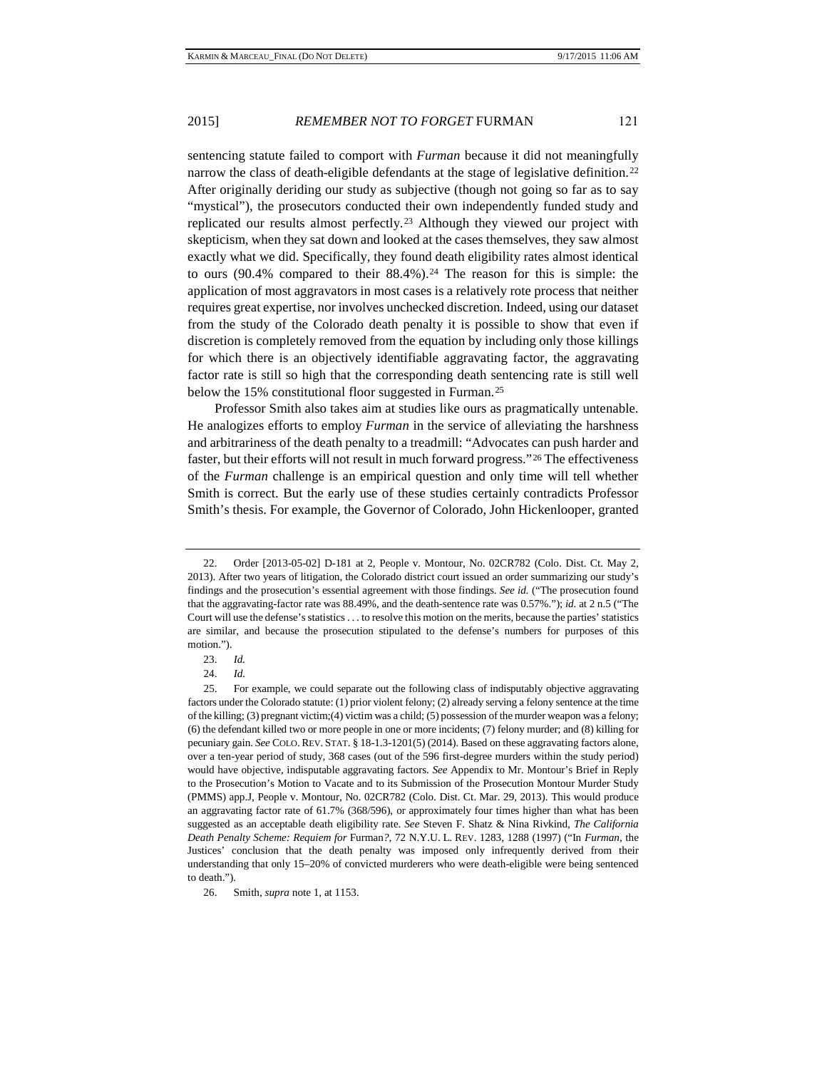sentencing statute failed to comport with *Furman* because it did not meaningfully narrow the class of death-eligible defendants at the stage of legislative definition.[22] After originally deriding our study as subjective (though not going so far as to say "mystical"), the prosecutors conducted their own independently funded study and replicated our results almost perfectly.[23] Although they viewed our project with skepticism, when they sat down and looked at the cases themselves, they saw almost exactly what we did. Specifically, they found death eligibility rates almost identical to ours (90.4% compared to their 88.4%).[24] The reason for this is simple: the application of most aggravators in most cases is a relatively rote process that neither requires great expertise, nor involves unchecked discretion. Indeed, using our dataset from the study of the Colorado death penalty it is possible to show that even if discretion is completely removed from the equation by including only those killings for which there is an objectively identifiable aggravating factor, the aggravating factor rate is still so high that the corresponding death sentencing rate is still well below the 15% constitutional floor suggested in Furman.[25]

Professor Smith also takes aim at studies like ours as pragmatically untenable. He analogizes efforts to employ *Furman* in the service of alleviating the harshness and arbitrariness of the death penalty to a treadmill: "Advocates can push harder and faster, but their efforts will not result in much forward progress."[26] The effectiveness of the *Furman* challenge is an empirical question and only time will tell whether Smith is correct. But the early use of these studies certainly contradicts Professor Smith's thesis. For example, the Governor of Colorado, John Hickenlooper, granted

---

22. Order [2013-05-02] D-181 at 2, People v. Montour, No. 02CR782 (Colo. Dist. Ct. May 2, 2013). After two years of litigation, the Colorado district court issued an order summarizing our study's findings and the prosecution's essential agreement with those findings. *See id.* ("The prosecution found that the aggravating-factor rate was 88.49%, and the death-sentence rate was 0.57%."); *id.* at 2 n.5 ("The Court will use the defense's statistics . . . to resolve this motion on the merits, because the parties' statistics are similar, and because the prosecution stipulated to the defense's numbers for purposes of this motion.").

23. *Id.*

24. *Id.*

25. For example, we could separate out the following class of indisputably objective aggravating factors under the Colorado statute: (1) prior violent felony; (2) already serving a felony sentence at the time of the killing; (3) pregnant victim;(4) victim was a child; (5) possession of the murder weapon was a felony; (6) the defendant killed two or more people in one or more incidents; (7) felony murder; and (8) killing for pecuniary gain. *See* COLO. REV. STAT. § 18-1.3-1201(5) (2014). Based on these aggravating factors alone, over a ten-year period of study, 368 cases (out of the 596 first-degree murders within the study period) would have objective, indisputable aggravating factors. *See* Appendix to Mr. Montour's Brief in Reply to the Prosecution's Motion to Vacate and to its Submission of the Prosecution Montour Murder Study (PMMS) app.J, People v. Montour, No. 02CR782 (Colo. Dist. Ct. Mar. 29, 2013). This would produce an aggravating factor rate of 61.7% (368/596), or approximately four times higher than what has been suggested as an acceptable death eligibility rate. *See* Steven F. Shatz & Nina Rivkind, *The California Death Penalty Scheme: Requiem for* Furman*?*, 72 N.Y.U. L. REV. 1283, 1288 (1997) ("In *Furman*, the Justices' conclusion that the death penalty was imposed only infrequently derived from their understanding that only 15–20% of convicted murderers who were death-eligible were being sentenced to death.").

26. Smith, *supra* note 1, at 1153.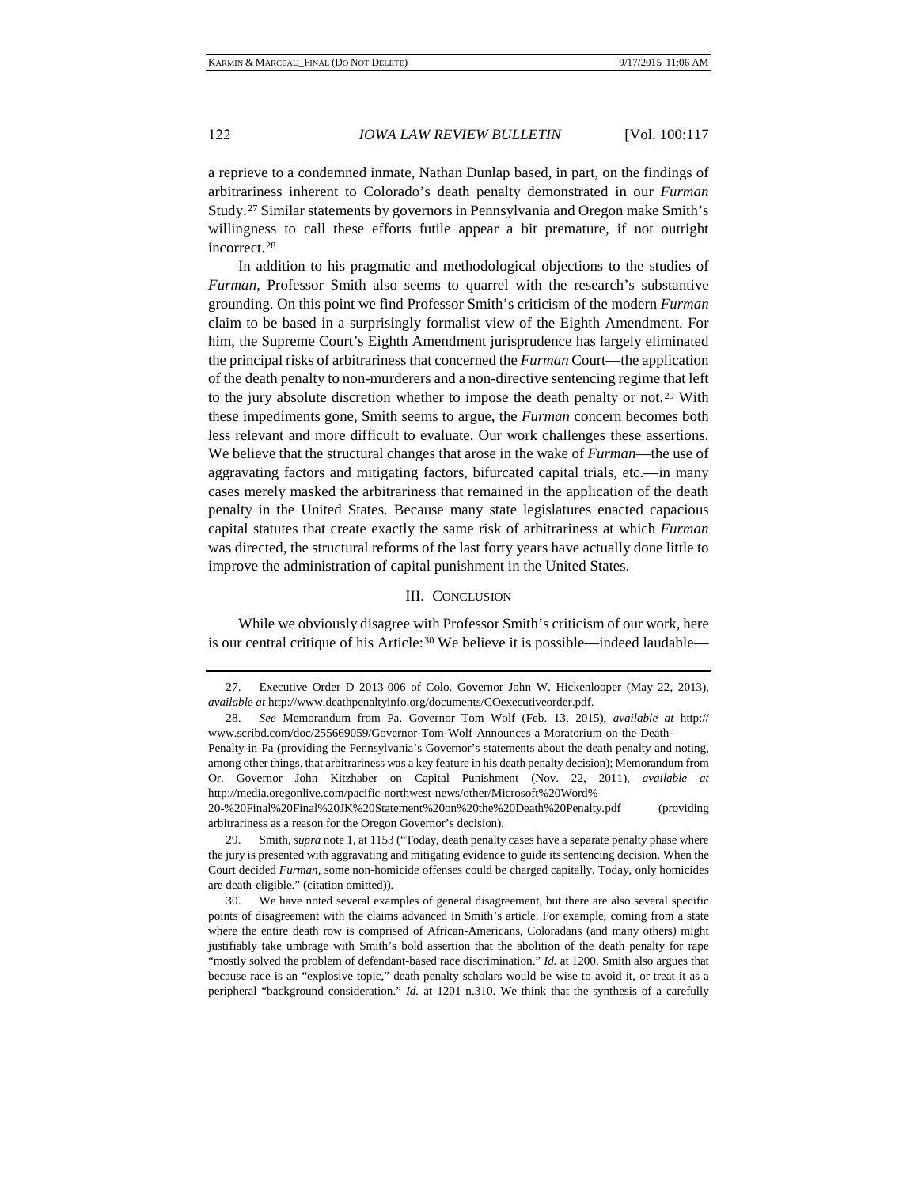a reprieve to a condemned inmate, Nathan Dunlap based, in part, on the findings of arbitrariness inherent to Colorado's death penalty demonstrated in our *Furman* Study.[27] Similar statements by governors in Pennsylvania and Oregon make Smith's willingness to call these efforts futile appear a bit premature, if not outright incorrect.[28]

In addition to his pragmatic and methodological objections to the studies of *Furman*, Professor Smith also seems to quarrel with the research's substantive grounding. On this point we find Professor Smith's criticism of the modern *Furman* claim to be based in a surprisingly formalist view of the Eighth Amendment. For him, the Supreme Court's Eighth Amendment jurisprudence has largely eliminated the principal risks of arbitrariness that concerned the *Furman* Court—the application of the death penalty to non-murderers and a non-directive sentencing regime that left to the jury absolute discretion whether to impose the death penalty or not.[29] With these impediments gone, Smith seems to argue, the *Furman* concern becomes both less relevant and more difficult to evaluate. Our work challenges these assertions. We believe that the structural changes that arose in the wake of *Furman*—the use of aggravating factors and mitigating factors, bifurcated capital trials, etc.—in many cases merely masked the arbitrariness that remained in the application of the death penalty in the United States. Because many state legislatures enacted capacious capital statutes that create exactly the same risk of arbitrariness at which *Furman* was directed, the structural reforms of the last forty years have actually done little to improve the administration of capital punishment in the United States.

## III. CONCLUSION

While we obviously disagree with Professor Smith's criticism of our work, here is our central critique of his Article:[30] We believe it is possible—indeed laudable—

---

27. Executive Order D 2013-006 of Colo. Governor John W. Hickenlooper (May 22, 2013), *available at* http://www.deathpenaltyinfo.org/documents/COexecutiveorder.pdf.

28. *See* Memorandum from Pa. Governor Tom Wolf (Feb. 13, 2015), *available at* http://www.scribd.com/doc/255669059/Governor-Tom-Wolf-Announces-a-Moratorium-on-the-Death-Penalty-in-Pa (providing the Pennsylvania's Governor's statements about the death penalty and noting, among other things, that arbitrariness was a key feature in his death penalty decision); Memorandum from Or. Governor John Kitzhaber on Capital Punishment (Nov. 22, 2011), *available at* http://media.oregonlive.com/pacific-northwest-news/other/Microsoft%20Word%20-%20Final%20Final%20JK%20Statement%20on%20the%20Death%20Penalty.pdf (providing arbitrariness as a reason for the Oregon Governor's decision).

29. Smith, *supra* note 1, at 1153 ("Today, death penalty cases have a separate penalty phase where the jury is presented with aggravating and mitigating evidence to guide its sentencing decision. When the Court decided *Furman*, some non-homicide offenses could be charged capitally. Today, only homicides are death-eligible." (citation omitted)).

30. We have noted several examples of general disagreement, but there are also several specific points of disagreement with the claims advanced in Smith's article. For example, coming from a state where the entire death row is comprised of African-Americans, Coloradans (and many others) might justifiably take umbrage with Smith's bold assertion that the abolition of the death penalty for rape "mostly solved the problem of defendant-based race discrimination." *Id.* at 1200. Smith also argues that because race is an "explosive topic," death penalty scholars would be wise to avoid it, or treat it as a peripheral "background consideration." *Id.* at 1201 n.310. We think that the synthesis of a carefully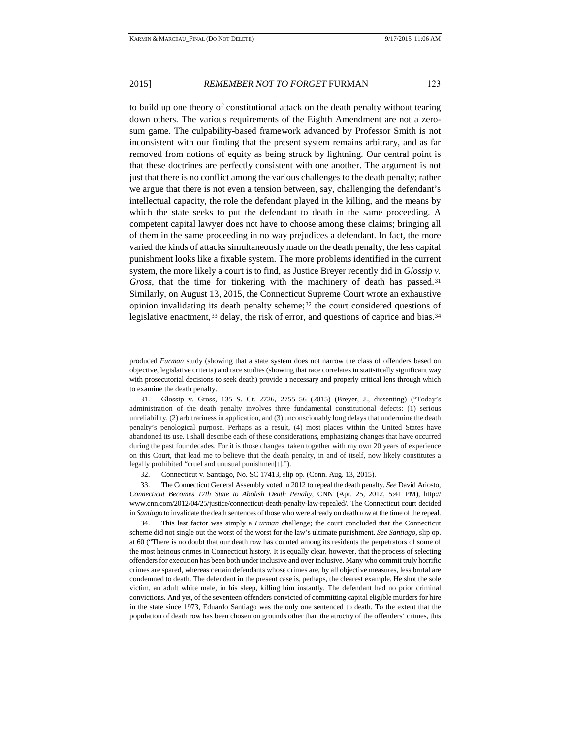to build up one theory of constitutional attack on the death penalty without tearing down others. The various requirements of the Eighth Amendment are not a zero-sum game. The culpability-based framework advanced by Professor Smith is not inconsistent with our finding that the present system remains arbitrary, and as far removed from notions of equity as being struck by lightning. Our central point is that these doctrines are perfectly consistent with one another. The argument is not just that there is no conflict among the various challenges to the death penalty; rather we argue that there is not even a tension between, say, challenging the defendant's intellectual capacity, the role the defendant played in the killing, and the means by which the state seeks to put the defendant to death in the same proceeding. A competent capital lawyer does not have to choose among these claims; bringing all of them in the same proceeding in no way prejudices a defendant. In fact, the more varied the kinds of attacks simultaneously made on the death penalty, the less capital punishment looks like a fixable system. The more problems identified in the current system, the more likely a court is to find, as Justice Breyer recently did in *Glossip v. Gross*, that the time for tinkering with the machinery of death has passed.[31] Similarly, on August 13, 2015, the Connecticut Supreme Court wrote an exhaustive opinion invalidating its death penalty scheme;[32] the court considered questions of legislative enactment,[33] delay, the risk of error, and questions of caprice and bias.[34]

---

produced *Furman* study (showing that a state system does not narrow the class of offenders based on objective, legislative criteria) and race studies (showing that race correlates in statistically significant way with prosecutorial decisions to seek death) provide a necessary and properly critical lens through which to examine the death penalty.

31. Glossip v. Gross, 135 S. Ct. 2726, 2755–56 (2015) (Breyer, J., dissenting) ("Today's administration of the death penalty involves three fundamental constitutional defects: (1) serious unreliability, (2) arbitrariness in application, and (3) unconscionably long delays that undermine the death penalty's penological purpose. Perhaps as a result, (4) most places within the United States have abandoned its use. I shall describe each of these considerations, emphasizing changes that have occurred during the past four decades. For it is those changes, taken together with my own 20 years of experience on this Court, that lead me to believe that the death penalty, in and of itself, now likely constitutes a legally prohibited "cruel and unusual punishmen[t].").

32. Connecticut v. Santiago, No. SC 17413, slip op. (Conn. Aug. 13, 2015).

33. The Connecticut General Assembly voted in 2012 to repeal the death penalty. *See* David Ariosto, *Connecticut Becomes 17th State to Abolish Death Penalty*, CNN (Apr. 25, 2012, 5:41 PM), http://www.cnn.com/2012/04/25/justice/connecticut-death-penalty-law-repealed/. The Connecticut court decided in *Santiago* to invalidate the death sentences of those who were already on death row at the time of the repeal.

34. This last factor was simply a *Furman* challenge; the court concluded that the Connecticut scheme did not single out the worst of the worst for the law's ultimate punishment. *See Santiago*, slip op. at 60 ("There is no doubt that our death row has counted among its residents the perpetrators of some of the most heinous crimes in Connecticut history. It is equally clear, however, that the process of selecting offenders for execution has been both under inclusive and over inclusive. Many who commit truly horrific crimes are spared, whereas certain defendants whose crimes are, by all objective measures, less brutal are condemned to death. The defendant in the present case is, perhaps, the clearest example. He shot the sole victim, an adult white male, in his sleep, killing him instantly. The defendant had no prior criminal convictions. And yet, of the seventeen offenders convicted of committing capital eligible murders for hire in the state since 1973, Eduardo Santiago was the only one sentenced to death. To the extent that the population of death row has been chosen on grounds other than the atrocity of the offenders' crimes, this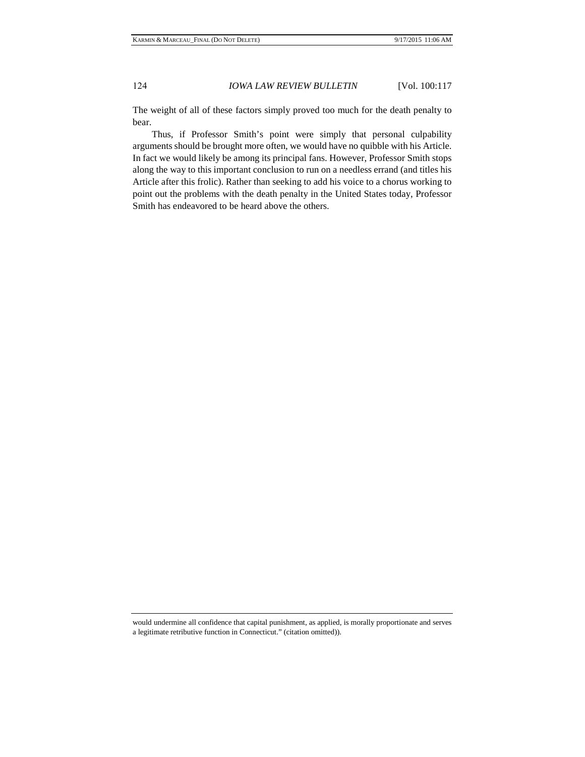The weight of all of these factors simply proved too much for the death penalty to bear.

Thus, if Professor Smith's point were simply that personal culpability arguments should be brought more often, we would have no quibble with his Article. In fact we would likely be among its principal fans. However, Professor Smith stops along the way to this important conclusion to run on a needless errand (and titles his Article after this frolic). Rather than seeking to add his voice to a chorus working to point out the problems with the death penalty in the United States today, Professor Smith has endeavored to be heard above the others.

---

would undermine all confidence that capital punishment, as applied, is morally proportionate and serves a legitimate retributive function in Connecticut." (citation omitted)).